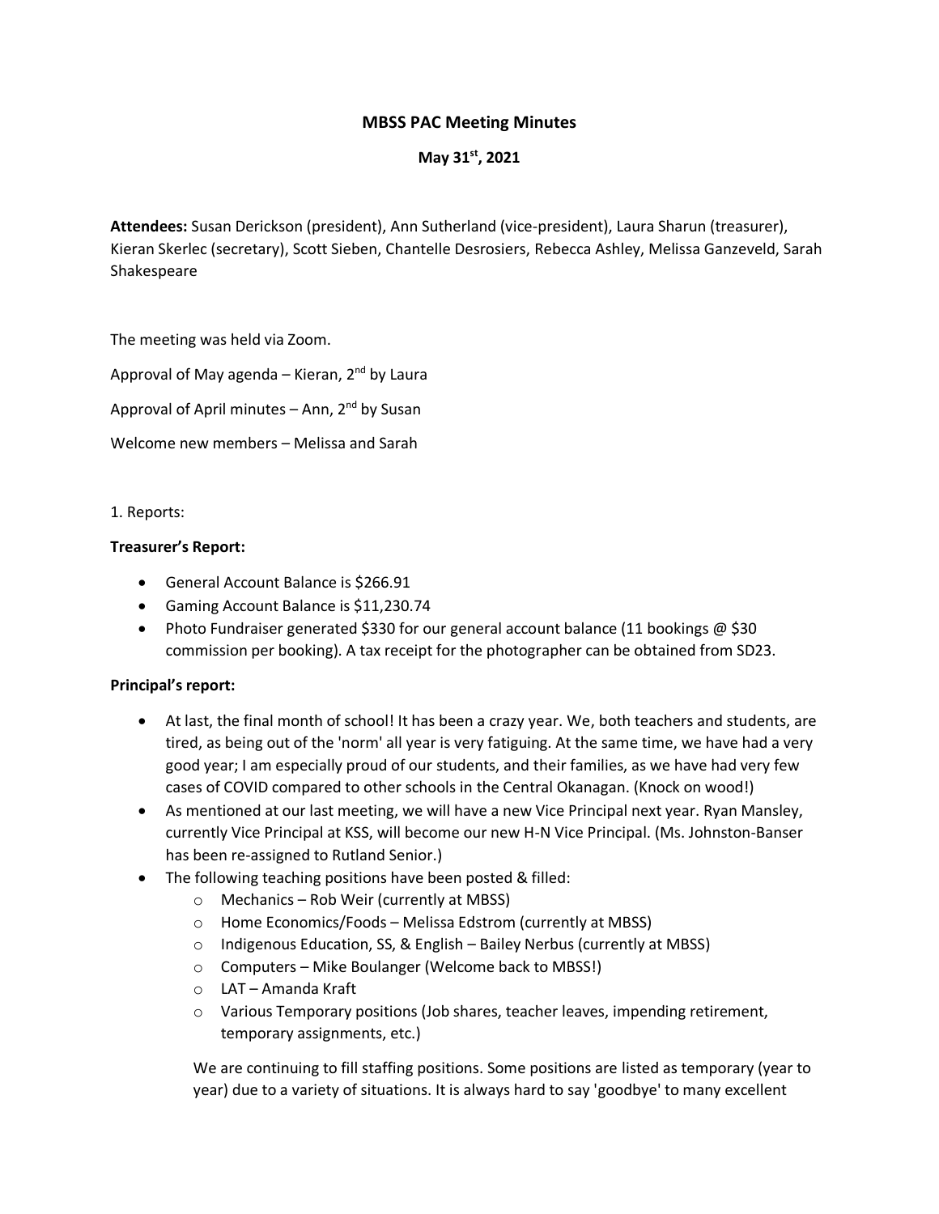# MBSS PAC Meeting Minutes

## May 31st, 2021

**Attendees:** Susan Derickson (president), Ann Sutherland (vice-president), Laura Sharun (treasurer), Kieran Skerlec (secretary), Scott Sieben, Chantelle Desrosiers, Rebecca Ashley, Melissa Ganzeveld, Sarah Shakespeare

The meeting was held via Zoom.

Approval of May agenda – Kieran, 2nd by Laura

Approval of April minutes – Ann, 2nd by Susan

Welcome new members – Melissa and Sarah

1. Reports:

**Treasurer's Report:**

- General Account Balance is $266.91
- Gaming Account Balance is $11,230.74
- Photo Fundraiser generated $330 for our general account balance (11 bookings @ $30 commission per booking). A tax receipt for the photographer can be obtained from SD23.

**Principal's report:**

- At last, the final month of school! It has been a crazy year. We, both teachers and students, are tired, as being out of the 'norm' all year is very fatiguing. At the same time, we have had a very good year; I am especially proud of our students, and their families, as we have had very few cases of COVID compared to other schools in the Central Okanagan. (Knock on wood!)
- As mentioned at our last meeting, we will have a new Vice Principal next year. Ryan Mansley, currently Vice Principal at KSS, will become our new H-N Vice Principal. (Ms. Johnston-Banser has been re-assigned to Rutland Senior.)
- The following teaching positions have been posted & filled:
  - Mechanics – Rob Weir (currently at MBSS)
  - Home Economics/Foods – Melissa Edstrom (currently at MBSS)
  - Indigenous Education, SS, & English – Bailey Nerbus (currently at MBSS)
  - Computers – Mike Boulanger (Welcome back to MBSS!)
  - LAT – Amanda Kraft
  - Various Temporary positions (Job shares, teacher leaves, impending retirement, temporary assignments, etc.)

  We are continuing to fill staffing positions. Some positions are listed as temporary (year to year) due to a variety of situations. It is always hard to say 'goodbye' to many excellent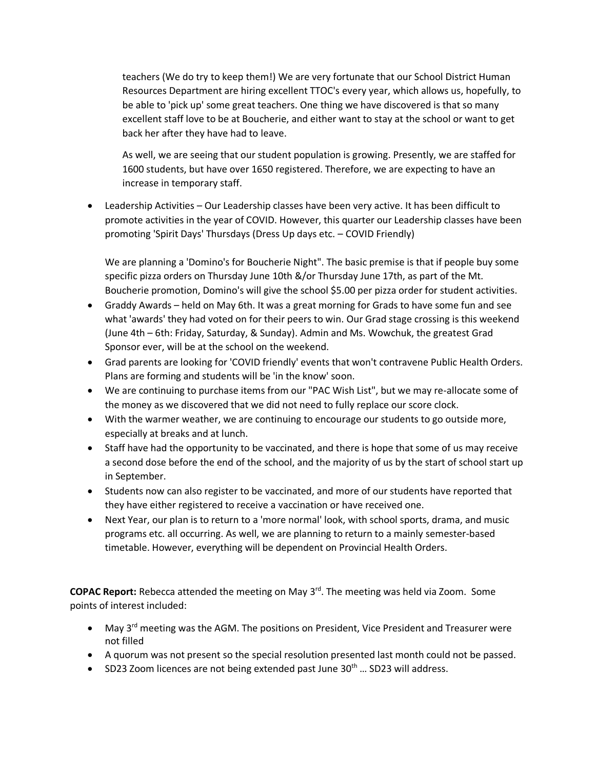teachers (We do try to keep them!) We are very fortunate that our School District Human Resources Department are hiring excellent TTOC's every year, which allows us, hopefully, to be able to 'pick up' some great teachers. One thing we have discovered is that so many excellent staff love to be at Boucherie, and either want to stay at the school or want to get back her after they have had to leave.

As well, we are seeing that our student population is growing. Presently, we are staffed for 1600 students, but have over 1650 registered. Therefore, we are expecting to have an increase in temporary staff.

- Leadership Activities – Our Leadership classes have been very active. It has been difficult to promote activities in the year of COVID. However, this quarter our Leadership classes have been promoting 'Spirit Days' Thursdays (Dress Up days etc. – COVID Friendly)

  We are planning a 'Domino's for Boucherie Night". The basic premise is that if people buy some specific pizza orders on Thursday June 10th &/or Thursday June 17th, as part of the Mt. Boucherie promotion, Domino's will give the school $5.00 per pizza order for student activities.
- Graddy Awards – held on May 6th. It was a great morning for Grads to have some fun and see what 'awards' they had voted on for their peers to win. Our Grad stage crossing is this weekend (June 4th – 6th: Friday, Saturday, & Sunday). Admin and Ms. Wowchuk, the greatest Grad Sponsor ever, will be at the school on the weekend.
- Grad parents are looking for 'COVID friendly' events that won't contravene Public Health Orders. Plans are forming and students will be 'in the know' soon.
- We are continuing to purchase items from our "PAC Wish List", but we may re-allocate some of the money as we discovered that we did not need to fully replace our score clock.
- With the warmer weather, we are continuing to encourage our students to go outside more, especially at breaks and at lunch.
- Staff have had the opportunity to be vaccinated, and there is hope that some of us may receive a second dose before the end of the school, and the majority of us by the start of school start up in September.
- Students now can also register to be vaccinated, and more of our students have reported that they have either registered to receive a vaccination or have received one.
- Next Year, our plan is to return to a 'more normal' look, with school sports, drama, and music programs etc. all occurring. As well, we are planning to return to a mainly semester-based timetable. However, everything will be dependent on Provincial Health Orders.

**COPAC Report:** Rebecca attended the meeting on May 3rd. The meeting was held via Zoom. Some points of interest included:

- May 3rd meeting was the AGM. The positions on President, Vice President and Treasurer were not filled
- A quorum was not present so the special resolution presented last month could not be passed.
- SD23 Zoom licences are not being extended past June 30th … SD23 will address.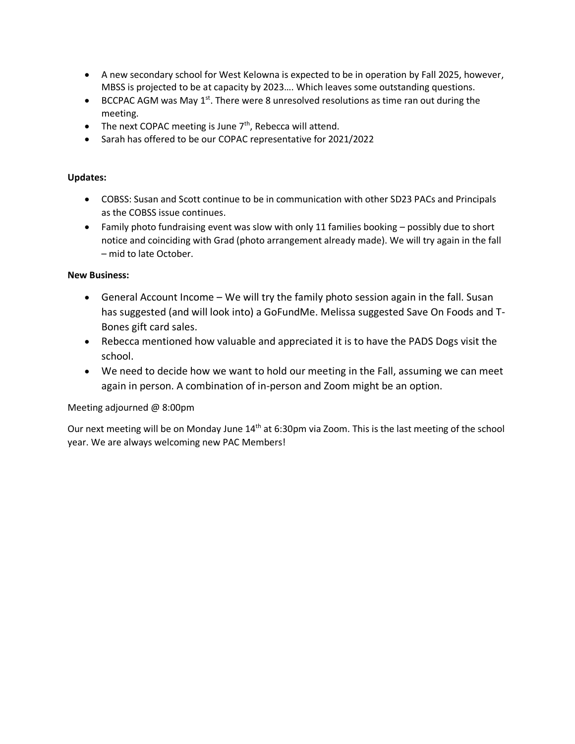- A new secondary school for West Kelowna is expected to be in operation by Fall 2025, however, MBSS is projected to be at capacity by 2023…. Which leaves some outstanding questions.
- BCCPAC AGM was May 1st. There were 8 unresolved resolutions as time ran out during the meeting.
- The next COPAC meeting is June 7th, Rebecca will attend.
- Sarah has offered to be our COPAC representative for 2021/2022

**Updates:**

- COBSS: Susan and Scott continue to be in communication with other SD23 PACs and Principals as the COBSS issue continues.
- Family photo fundraising event was slow with only 11 families booking – possibly due to short notice and coinciding with Grad (photo arrangement already made). We will try again in the fall – mid to late October.

**New Business:**

- General Account Income – We will try the family photo session again in the fall. Susan has suggested (and will look into) a GoFundMe. Melissa suggested Save On Foods and T-Bones gift card sales.
- Rebecca mentioned how valuable and appreciated it is to have the PADS Dogs visit the school.
- We need to decide how we want to hold our meeting in the Fall, assuming we can meet again in person. A combination of in-person and Zoom might be an option.

Meeting adjourned @ 8:00pm

Our next meeting will be on Monday June 14th at 6:30pm via Zoom. This is the last meeting of the school year. We are always welcoming new PAC Members!